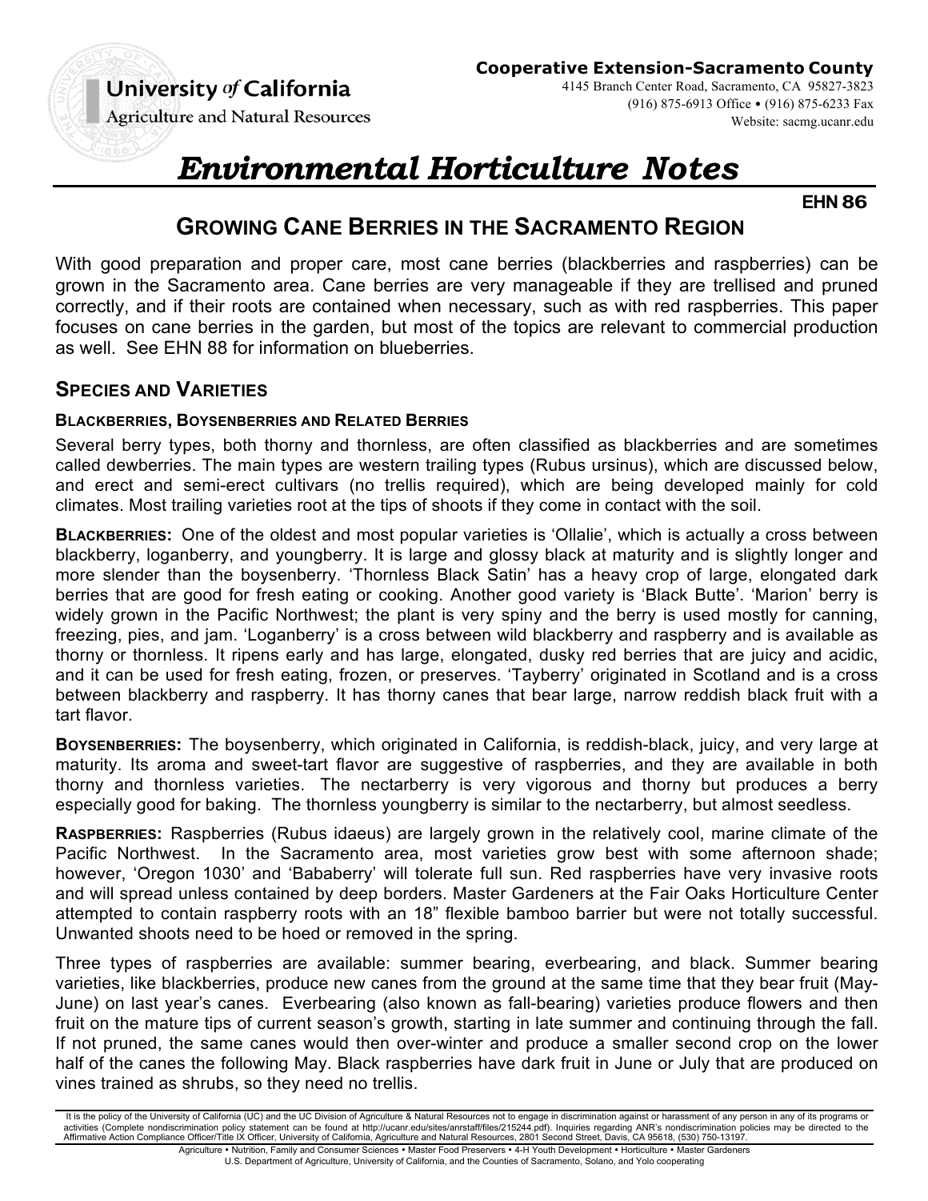University of California
Agriculture and Natural Resources

**Cooperative Extension-Sacramento County**
4145 Branch Center Road, Sacramento, CA 95827-3823
(916) 875-6913 Office • (916) 875-6233 Fax
Website: sacmg.ucanr.edu

# *Environmental Horticulture Notes*

**EHN 86**

## GROWING CANE BERRIES IN THE SACRAMENTO REGION

With good preparation and proper care, most cane berries (blackberries and raspberries) can be grown in the Sacramento area. Cane berries are very manageable if they are trellised and pruned correctly, and if their roots are contained when necessary, such as with red raspberries. This paper focuses on cane berries in the garden, but most of the topics are relevant to commercial production as well. See EHN 88 for information on blueberries.

### SPECIES AND VARIETIES

#### BLACKBERRIES, BOYSENBERRIES AND RELATED BERRIES

Several berry types, both thorny and thornless, are often classified as blackberries and are sometimes called dewberries. The main types are western trailing types (Rubus ursinus), which are discussed below, and erect and semi-erect cultivars (no trellis required), which are being developed mainly for cold climates. Most trailing varieties root at the tips of shoots if they come in contact with the soil.

**BLACKBERRIES:** One of the oldest and most popular varieties is 'Ollalie', which is actually a cross between blackberry, loganberry, and youngberry. It is large and glossy black at maturity and is slightly longer and more slender than the boysenberry. 'Thornless Black Satin' has a heavy crop of large, elongated dark berries that are good for fresh eating or cooking. Another good variety is 'Black Butte'. 'Marion' berry is widely grown in the Pacific Northwest; the plant is very spiny and the berry is used mostly for canning, freezing, pies, and jam. 'Loganberry' is a cross between wild blackberry and raspberry and is available as thorny or thornless. It ripens early and has large, elongated, dusky red berries that are juicy and acidic, and it can be used for fresh eating, frozen, or preserves. 'Tayberry' originated in Scotland and is a cross between blackberry and raspberry. It has thorny canes that bear large, narrow reddish black fruit with a tart flavor.

**BOYSENBERRIES:** The boysenberry, which originated in California, is reddish-black, juicy, and very large at maturity. Its aroma and sweet-tart flavor are suggestive of raspberries, and they are available in both thorny and thornless varieties. The nectarberry is very vigorous and thorny but produces a berry especially good for baking. The thornless youngberry is similar to the nectarberry, but almost seedless.

**RASPBERRIES:** Raspberries (Rubus idaeus) are largely grown in the relatively cool, marine climate of the Pacific Northwest. In the Sacramento area, most varieties grow best with some afternoon shade; however, 'Oregon 1030' and 'Bababerry' will tolerate full sun. Red raspberries have very invasive roots and will spread unless contained by deep borders. Master Gardeners at the Fair Oaks Horticulture Center attempted to contain raspberry roots with an 18" flexible bamboo barrier but were not totally successful. Unwanted shoots need to be hoed or removed in the spring.

Three types of raspberries are available: summer bearing, everbearing, and black. Summer bearing varieties, like blackberries, produce new canes from the ground at the same time that they bear fruit (May-June) on last year's canes. Everbearing (also known as fall-bearing) varieties produce flowers and then fruit on the mature tips of current season's growth, starting in late summer and continuing through the fall. If not pruned, the same canes would then over-winter and produce a smaller second crop on the lower half of the canes the following May. Black raspberries have dark fruit in June or July that are produced on vines trained as shrubs, so they need no trellis.

It is the policy of the University of California (UC) and the UC Division of Agriculture & Natural Resources not to engage in discrimination against or harassment of any person in any of its programs or activities (Complete nondiscrimination policy statement can be found at http://ucanr.edu/sites/anrstaff/files/215244.pdf). Inquiries regarding ANR's nondiscrimination policies may be directed to the Affirmative Action Compliance Officer/Title IX Officer, University of California, Agriculture and Natural Resources, 2801 Second Street, Davis, CA 95618, (530) 750-13197.

Agriculture • Nutrition, Family and Consumer Sciences • Master Food Preservers • 4-H Youth Development • Horticulture • Master Gardeners
U.S. Department of Agriculture, University of California, and the Counties of Sacramento, Solano, and Yolo cooperating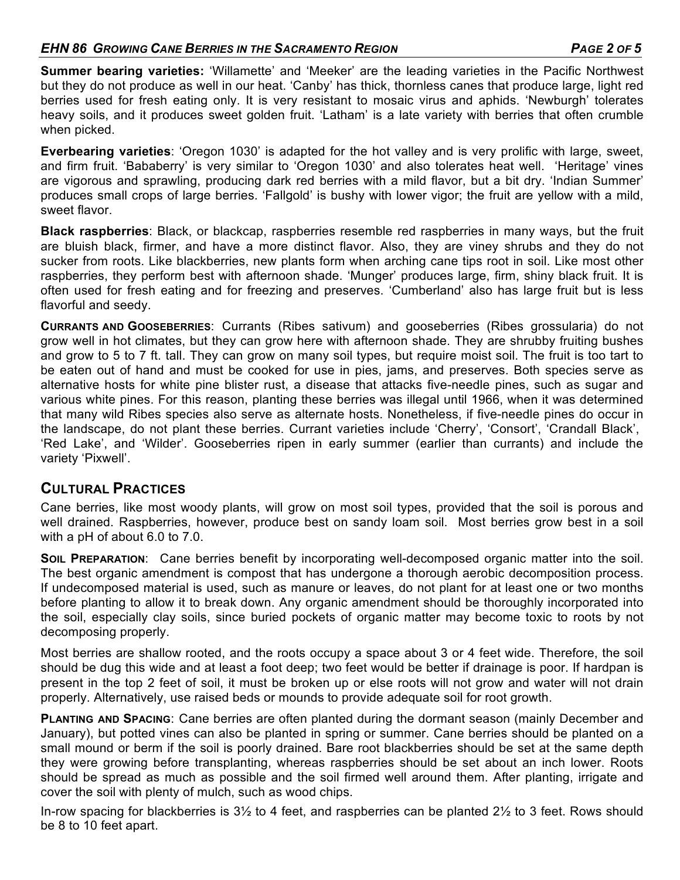**Summer bearing varieties:** 'Willamette' and 'Meeker' are the leading varieties in the Pacific Northwest but they do not produce as well in our heat. 'Canby' has thick, thornless canes that produce large, light red berries used for fresh eating only. It is very resistant to mosaic virus and aphids. 'Newburgh' tolerates heavy soils, and it produces sweet golden fruit. 'Latham' is a late variety with berries that often crumble when picked.

**Everbearing varieties**: 'Oregon 1030' is adapted for the hot valley and is very prolific with large, sweet, and firm fruit. 'Bababerry' is very similar to 'Oregon 1030' and also tolerates heat well. 'Heritage' vines are vigorous and sprawling, producing dark red berries with a mild flavor, but a bit dry. 'Indian Summer' produces small crops of large berries. 'Fallgold' is bushy with lower vigor; the fruit are yellow with a mild, sweet flavor.

**Black raspberries**: Black, or blackcap, raspberries resemble red raspberries in many ways, but the fruit are bluish black, firmer, and have a more distinct flavor. Also, they are viney shrubs and they do not sucker from roots. Like blackberries, new plants form when arching cane tips root in soil. Like most other raspberries, they perform best with afternoon shade. 'Munger' produces large, firm, shiny black fruit. It is often used for fresh eating and for freezing and preserves. 'Cumberland' also has large fruit but is less flavorful and seedy.

**CURRANTS AND GOOSEBERRIES**: Currants (Ribes sativum) and gooseberries (Ribes grossularia) do not grow well in hot climates, but they can grow here with afternoon shade. They are shrubby fruiting bushes and grow to 5 to 7 ft. tall. They can grow on many soil types, but require moist soil. The fruit is too tart to be eaten out of hand and must be cooked for use in pies, jams, and preserves. Both species serve as alternative hosts for white pine blister rust, a disease that attacks five-needle pines, such as sugar and various white pines. For this reason, planting these berries was illegal until 1966, when it was determined that many wild Ribes species also serve as alternate hosts. Nonetheless, if five-needle pines do occur in the landscape, do not plant these berries. Currant varieties include 'Cherry', 'Consort', 'Crandall Black', 'Red Lake', and 'Wilder'. Gooseberries ripen in early summer (earlier than currants) and include the variety 'Pixwell'.

## CULTURAL PRACTICES

Cane berries, like most woody plants, will grow on most soil types, provided that the soil is porous and well drained. Raspberries, however, produce best on sandy loam soil. Most berries grow best in a soil with a pH of about 6.0 to 7.0.

**SOIL PREPARATION**: Cane berries benefit by incorporating well-decomposed organic matter into the soil. The best organic amendment is compost that has undergone a thorough aerobic decomposition process. If undecomposed material is used, such as manure or leaves, do not plant for at least one or two months before planting to allow it to break down. Any organic amendment should be thoroughly incorporated into the soil, especially clay soils, since buried pockets of organic matter may become toxic to roots by not decomposing properly.

Most berries are shallow rooted, and the roots occupy a space about 3 or 4 feet wide. Therefore, the soil should be dug this wide and at least a foot deep; two feet would be better if drainage is poor. If hardpan is present in the top 2 feet of soil, it must be broken up or else roots will not grow and water will not drain properly. Alternatively, use raised beds or mounds to provide adequate soil for root growth.

**PLANTING AND SPACING**: Cane berries are often planted during the dormant season (mainly December and January), but potted vines can also be planted in spring or summer. Cane berries should be planted on a small mound or berm if the soil is poorly drained. Bare root blackberries should be set at the same depth they were growing before transplanting, whereas raspberries should be set about an inch lower. Roots should be spread as much as possible and the soil firmed well around them. After planting, irrigate and cover the soil with plenty of mulch, such as wood chips.

In-row spacing for blackberries is 3½ to 4 feet, and raspberries can be planted 2½ to 3 feet. Rows should be 8 to 10 feet apart.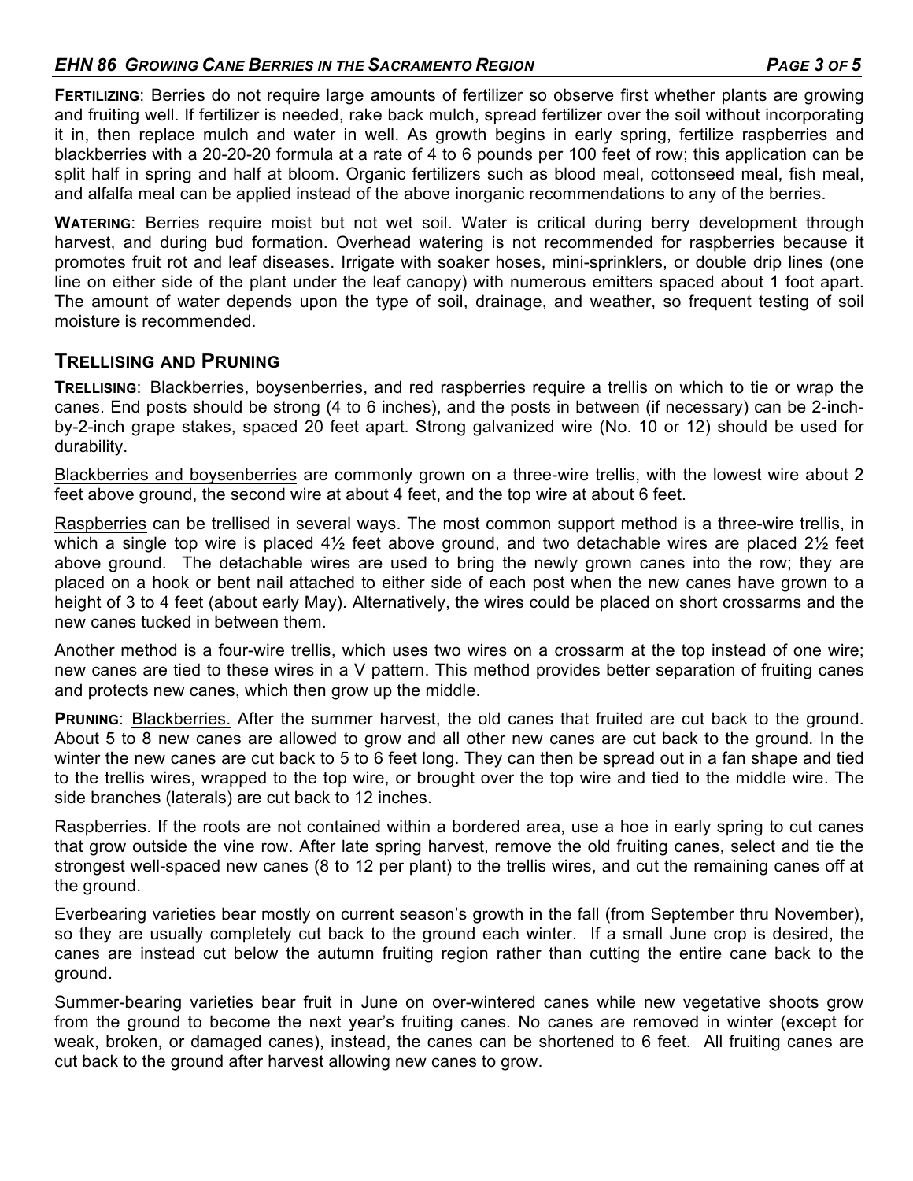**FERTILIZING**: Berries do not require large amounts of fertilizer so observe first whether plants are growing and fruiting well. If fertilizer is needed, rake back mulch, spread fertilizer over the soil without incorporating it in, then replace mulch and water in well. As growth begins in early spring, fertilize raspberries and blackberries with a 20-20-20 formula at a rate of 4 to 6 pounds per 100 feet of row; this application can be split half in spring and half at bloom. Organic fertilizers such as blood meal, cottonseed meal, fish meal, and alfalfa meal can be applied instead of the above inorganic recommendations to any of the berries.

**WATERING**: Berries require moist but not wet soil. Water is critical during berry development through harvest, and during bud formation. Overhead watering is not recommended for raspberries because it promotes fruit rot and leaf diseases. Irrigate with soaker hoses, mini-sprinklers, or double drip lines (one line on either side of the plant under the leaf canopy) with numerous emitters spaced about 1 foot apart. The amount of water depends upon the type of soil, drainage, and weather, so frequent testing of soil moisture is recommended.

## TRELLISING AND PRUNING

**TRELLISING**: Blackberries, boysenberries, and red raspberries require a trellis on which to tie or wrap the canes. End posts should be strong (4 to 6 inches), and the posts in between (if necessary) can be 2-inch-by-2-inch grape stakes, spaced 20 feet apart. Strong galvanized wire (No. 10 or 12) should be used for durability.

Blackberries and boysenberries are commonly grown on a three-wire trellis, with the lowest wire about 2 feet above ground, the second wire at about 4 feet, and the top wire at about 6 feet.

Raspberries can be trellised in several ways. The most common support method is a three-wire trellis, in which a single top wire is placed 4½ feet above ground, and two detachable wires are placed 2½ feet above ground. The detachable wires are used to bring the newly grown canes into the row; they are placed on a hook or bent nail attached to either side of each post when the new canes have grown to a height of 3 to 4 feet (about early May). Alternatively, the wires could be placed on short crossarms and the new canes tucked in between them.

Another method is a four-wire trellis, which uses two wires on a crossarm at the top instead of one wire; new canes are tied to these wires in a V pattern. This method provides better separation of fruiting canes and protects new canes, which then grow up the middle.

**PRUNING**: Blackberries. After the summer harvest, the old canes that fruited are cut back to the ground. About 5 to 8 new canes are allowed to grow and all other new canes are cut back to the ground. In the winter the new canes are cut back to 5 to 6 feet long. They can then be spread out in a fan shape and tied to the trellis wires, wrapped to the top wire, or brought over the top wire and tied to the middle wire. The side branches (laterals) are cut back to 12 inches.

Raspberries. If the roots are not contained within a bordered area, use a hoe in early spring to cut canes that grow outside the vine row. After late spring harvest, remove the old fruiting canes, select and tie the strongest well-spaced new canes (8 to 12 per plant) to the trellis wires, and cut the remaining canes off at the ground.

Everbearing varieties bear mostly on current season's growth in the fall (from September thru November), so they are usually completely cut back to the ground each winter. If a small June crop is desired, the canes are instead cut below the autumn fruiting region rather than cutting the entire cane back to the ground.

Summer-bearing varieties bear fruit in June on over-wintered canes while new vegetative shoots grow from the ground to become the next year's fruiting canes. No canes are removed in winter (except for weak, broken, or damaged canes), instead, the canes can be shortened to 6 feet. All fruiting canes are cut back to the ground after harvest allowing new canes to grow.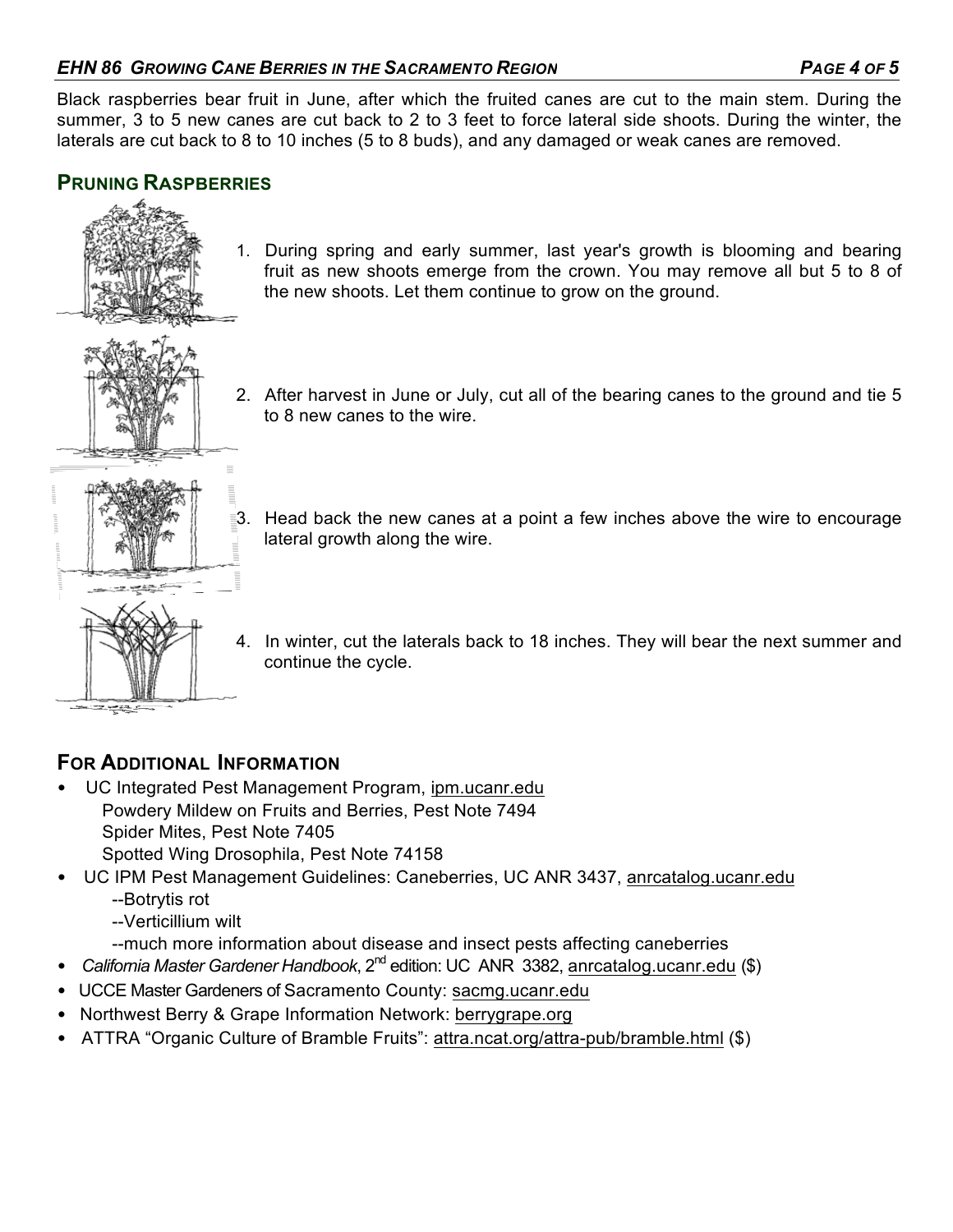Black raspberries bear fruit in June, after which the fruited canes are cut to the main stem. During the summer, 3 to 5 new canes are cut back to 2 to 3 feet to force lateral side shoots. During the winter, the laterals are cut back to 8 to 10 inches (5 to 8 buds), and any damaged or weak canes are removed.

## Pruning Raspberries

1. During spring and early summer, last year's growth is blooming and bearing fruit as new shoots emerge from the crown. You may remove all but 5 to 8 of the new shoots. Let them continue to grow on the ground.

2. After harvest in June or July, cut all of the bearing canes to the ground and tie 5 to 8 new canes to the wire.

3. Head back the new canes at a point a few inches above the wire to encourage lateral growth along the wire.

4. In winter, cut the laterals back to 18 inches. They will bear the next summer and continue the cycle.

## For Additional Information

- UC Integrated Pest Management Program, ipm.ucanr.edu
  Powdery Mildew on Fruits and Berries, Pest Note 7494
  Spider Mites, Pest Note 7405
  Spotted Wing Drosophila, Pest Note 74158
- UC IPM Pest Management Guidelines: Caneberries, UC ANR 3437, anrcatalog.ucanr.edu
  --Botrytis rot
  --Verticillium wilt
  --much more information about disease and insect pests affecting caneberries
- *California Master Gardener Handbook*, 2nd edition: UC ANR 3382, anrcatalog.ucanr.edu ($)
- UCCE Master Gardeners of Sacramento County: sacmg.ucanr.edu
- Northwest Berry & Grape Information Network: berrygrape.org
- ATTRA "Organic Culture of Bramble Fruits": attra.ncat.org/attra-pub/bramble.html ($)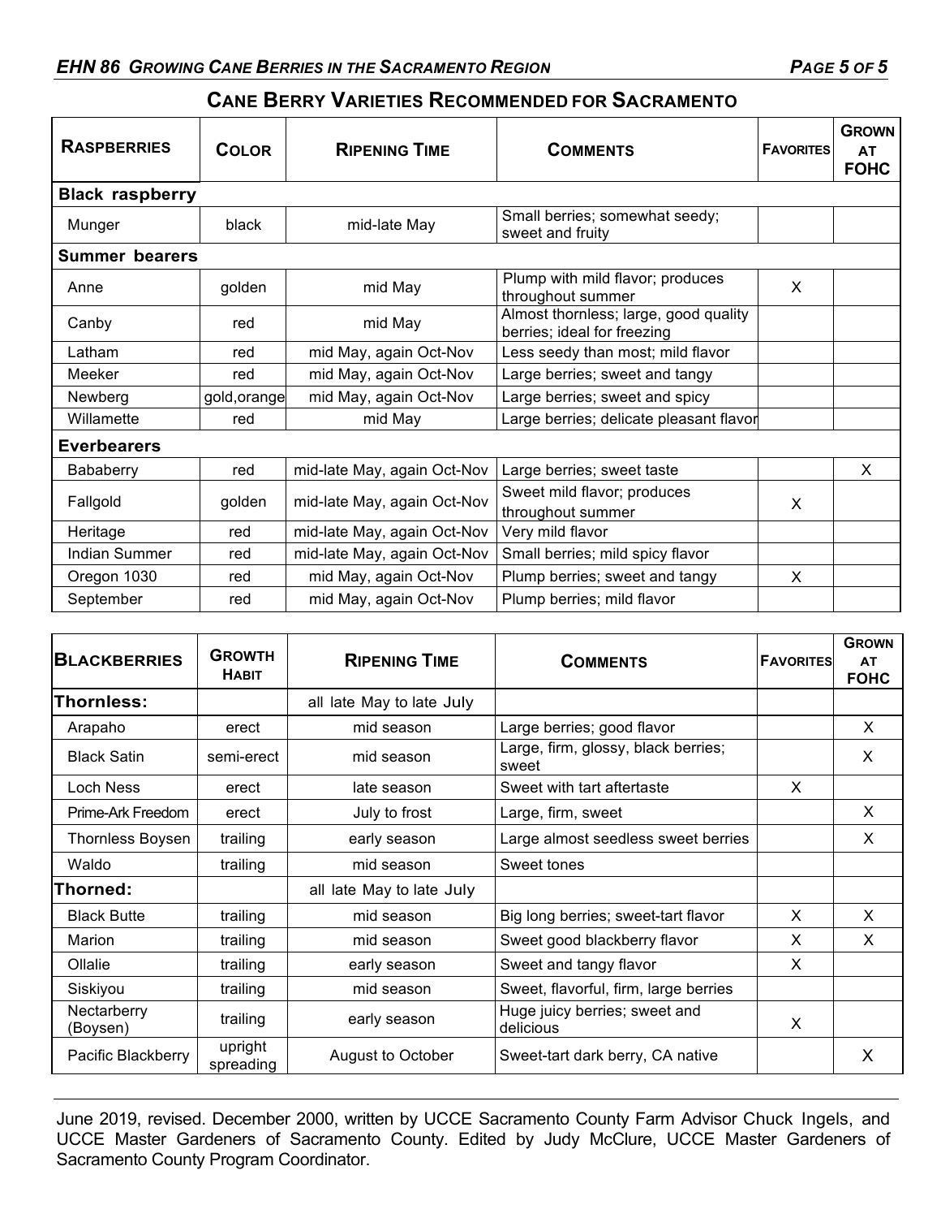## Cane Berry Varieties Recommended for Sacramento

| Raspberries | Color | Ripening Time | Comments | Favorites | Grown at FOHC |
|---|---|---|---|---|---|
| **Black raspberry** | | | | | |
| Munger | black | mid-late May | Small berries; somewhat seedy; sweet and fruity | | |
| **Summer bearers** | | | | | |
| Anne | golden | mid May | Plump with mild flavor; produces throughout summer | X | |
| Canby | red | mid May | Almost thornless; large, good quality berries; ideal for freezing | | |
| Latham | red | mid May, again Oct-Nov | Less seedy than most; mild flavor | | |
| Meeker | red | mid May, again Oct-Nov | Large berries; sweet and tangy | | |
| Newberg | gold,orange | mid May, again Oct-Nov | Large berries; sweet and spicy | | |
| Willamette | red | mid May | Large berries; delicate pleasant flavor | | |
| **Everbearers** | | | | | |
| Bababerry | red | mid-late May, again Oct-Nov | Large berries; sweet taste | | X |
| Fallgold | golden | mid-late May, again Oct-Nov | Sweet mild flavor; produces throughout summer | X | |
| Heritage | red | mid-late May, again Oct-Nov | Very mild flavor | | |
| Indian Summer | red | mid-late May, again Oct-Nov | Small berries; mild spicy flavor | | |
| Oregon 1030 | red | mid May, again Oct-Nov | Plump berries; sweet and tangy | X | |
| September | red | mid May, again Oct-Nov | Plump berries; mild flavor | | |

| Blackberries | Growth Habit | Ripening Time | Comments | Favorites | Grown at FOHC |
|---|---|---|---|---|---|
| **Thornless:** | | all late May to late July | | | |
| Arapaho | erect | mid season | Large berries; good flavor | | X |
| Black Satin | semi-erect | mid season | Large, firm, glossy, black berries; sweet | | X |
| Loch Ness | erect | late season | Sweet with tart aftertaste | X | |
| Prime-Ark Freedom | erect | July to frost | Large, firm, sweet | | X |
| Thornless Boysen | trailing | early season | Large almost seedless sweet berries | | X |
| Waldo | trailing | mid season | Sweet tones | | |
| **Thorned:** | | all late May to late July | | | |
| Black Butte | trailing | mid season | Big long berries; sweet-tart flavor | X | X |
| Marion | trailing | mid season | Sweet good blackberry flavor | X | X |
| Ollalie | trailing | early season | Sweet and tangy flavor | X | |
| Siskiyou | trailing | mid season | Sweet, flavorful, firm, large berries | | |
| Nectarberry (Boysen) | trailing | early season | Huge juicy berries; sweet and delicious | X | |
| Pacific Blackberry | upright spreading | August to October | Sweet-tart dark berry, CA native | | X |

June 2019, revised. December 2000, written by UCCE Sacramento County Farm Advisor Chuck Ingels, and UCCE Master Gardeners of Sacramento County. Edited by Judy McClure, UCCE Master Gardeners of Sacramento County Program Coordinator.